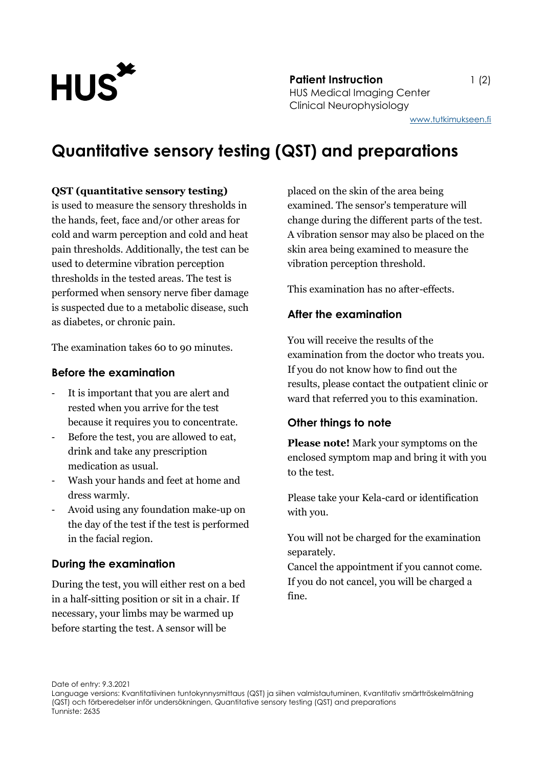HUS

**Patient Instruction**
HUS Medical Imaging Center
Clinical Neurophysiology
www.tutkimukseen.fi

# Quantitative sensory testing (QST) and preparations

**QST (quantitative sensory testing)** is used to measure the sensory thresholds in the hands, feet, face and/or other areas for cold and warm perception and cold and heat pain thresholds. Additionally, the test can be used to determine vibration perception thresholds in the tested areas. The test is performed when sensory nerve fiber damage is suspected due to a metabolic disease, such as diabetes, or chronic pain.

The examination takes 60 to 90 minutes.

## Before the examination

- It is important that you are alert and rested when you arrive for the test because it requires you to concentrate.
- Before the test, you are allowed to eat, drink and take any prescription medication as usual.
- Wash your hands and feet at home and dress warmly.
- Avoid using any foundation make-up on the day of the test if the test is performed in the facial region.

## During the examination

During the test, you will either rest on a bed in a half-sitting position or sit in a chair. If necessary, your limbs may be warmed up before starting the test. A sensor will be placed on the skin of the area being examined. The sensor's temperature will change during the different parts of the test. A vibration sensor may also be placed on the skin area being examined to measure the vibration perception threshold.

This examination has no after-effects.

## After the examination

You will receive the results of the examination from the doctor who treats you. If you do not know how to find out the results, please contact the outpatient clinic or ward that referred you to this examination.

## Other things to note

**Please note!** Mark your symptoms on the enclosed symptom map and bring it with you to the test.

Please take your Kela-card or identification with you.

You will not be charged for the examination separately.
Cancel the appointment if you cannot come. If you do not cancel, you will be charged a fine.

Date of entry: 9.3.2021
Language versions: Kvantitatiivinen tuntokynnysmittaus (QST) ja siihen valmistautuminen, Kvantitativ smärttröskelmätning (QST) och förberedelser inför undersökningen, Quantitative sensory testing (QST) and preparations
Tunniste: 2635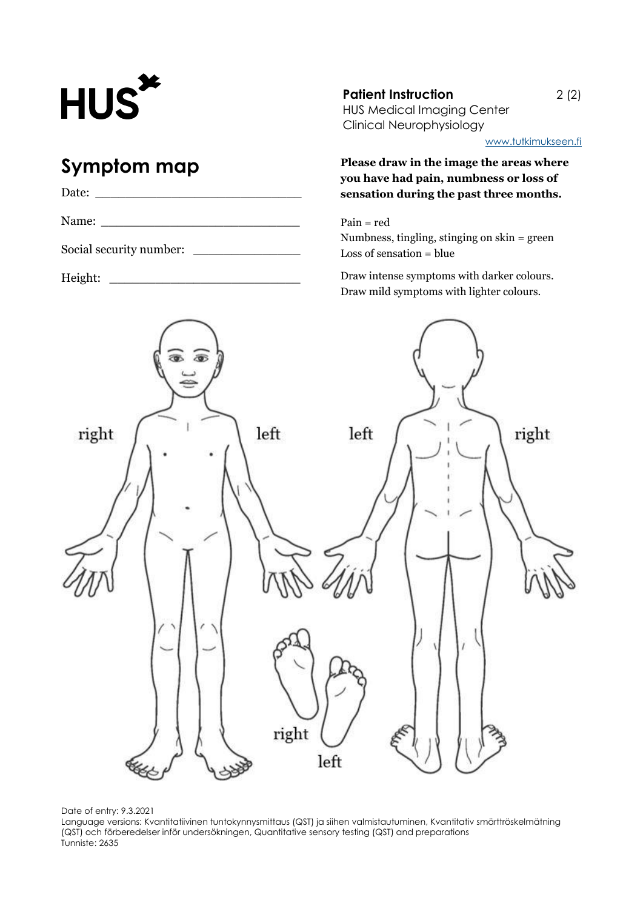HUS

**Patient Instruction**
HUS Medical Imaging Center
Clinical Neurophysiology

www.tutkimukseen.fi

# Symptom map

Date: ______________________________

Name: ______________________________

Social security number: ________________

Height: ____________________________

**Please draw in the image the areas where you have had pain, numbness or loss of sensation during the past three months.**

Pain = red
Numbness, tingling, stinging on skin = green
Loss of sensation = blue

Draw intense symptoms with darker colours.
Draw mild symptoms with lighter colours.

right
left
left
right
right
left

Date of entry: 9.3.2021
Language versions: Kvantitatiivinen tuntokynnysmittaus (QST) ja siihen valmistautuminen, Kvantitativ smärttröskelmätning (QST) och förberedelser inför undersökningen, Quantitative sensory testing (QST) and preparations
Tunniste: 2635